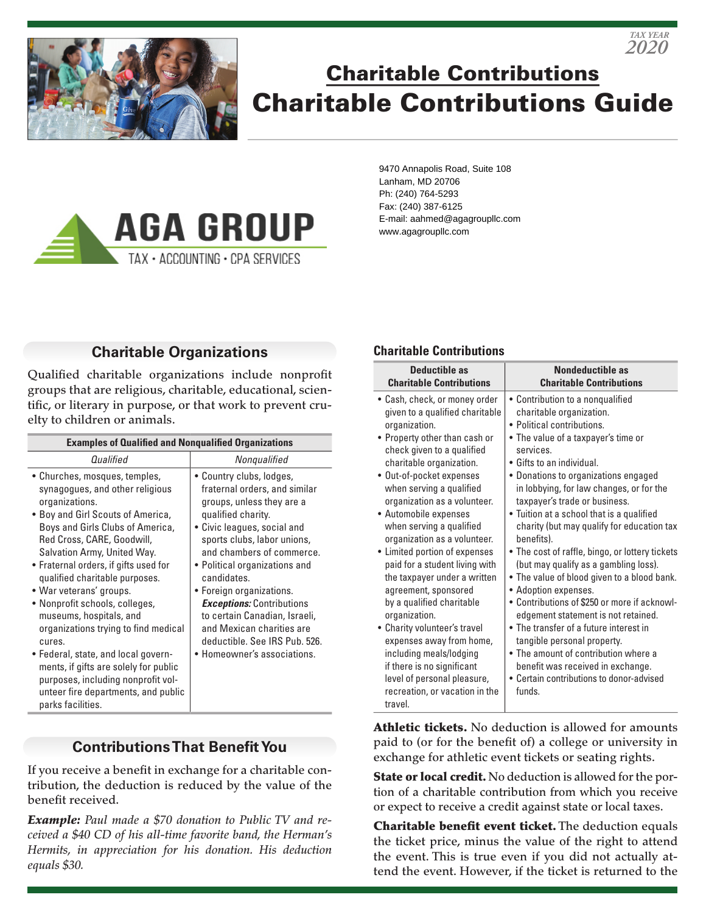TAX YEAR 2020

# Charitable Contributions

# Charitable Contributions Guide

AGA GROUP
TAX • ACCOUNTING • CPA SERVICES

9470 Annapolis Road, Suite 108
Lanham, MD 20706
Ph: (240) 764-5293
Fax: (240) 387-6125
E-mail: aahmed@agagroupllc.com
www.agagroupllc.com

## Charitable Organizations

Qualified charitable organizations include nonprofit groups that are religious, charitable, educational, scientific, or literary in purpose, or that work to prevent cruelty to children or animals.

| **Examples of Qualified and Nonqualified Organizations** | |
|---|---|
| *Qualified* | *Nonqualified* |
| • Churches, mosques, temples, synagogues, and other religious organizations.<br>• Boy and Girl Scouts of America, Boys and Girls Clubs of America, Red Cross, CARE, Goodwill, Salvation Army, United Way.<br>• Fraternal orders, if gifts used for qualified charitable purposes.<br>• War veterans' groups.<br>• Nonprofit schools, colleges, museums, hospitals, and organizations trying to find medical cures.<br>• Federal, state, and local governments, if gifts are solely for public purposes, including nonprofit volunteer fire departments, and public parks facilities. | • Country clubs, lodges, fraternal orders, and similar groups, unless they are a qualified charity.<br>• Civic leagues, social and sports clubs, labor unions, and chambers of commerce.<br>• Political organizations and candidates.<br>• Foreign organizations. ***Exceptions:*** Contributions to certain Canadian, Israeli, and Mexican charities are deductible. See IRS Pub. 526.<br>• Homeowner's associations. |

## Contributions That Benefit You

If you receive a benefit in exchange for a charitable contribution, the deduction is reduced by the value of the benefit received.

***Example:*** *Paul made a $70 donation to Public TV and received a $40 CD of his all-time favorite band, the Herman's Hermits, in appreciation for his donation. His deduction equals $30.*

### Charitable Contributions

| Deductible as Charitable Contributions | Nondeductible as Charitable Contributions |
|---|---|
| • Cash, check, or money order given to a qualified charitable organization.<br>• Property other than cash or check given to a qualified charitable organization.<br>• Out-of-pocket expenses when serving a qualified organization as a volunteer.<br>• Automobile expenses when serving a qualified organization as a volunteer.<br>• Limited portion of expenses paid for a student living with the taxpayer under a written agreement, sponsored by a qualified charitable organization.<br>• Charity volunteer's travel expenses away from home, including meals/lodging if there is no significant level of personal pleasure, recreation, or vacation in the travel. | • Contribution to a nonqualified charitable organization.<br>• Political contributions.<br>• The value of a taxpayer's time or services.<br>• Gifts to an individual.<br>• Donations to organizations engaged in lobbying, for law changes, or for the taxpayer's trade or business.<br>• Tuition at a school that is a qualified charity (but may qualify for education tax benefits).<br>• The cost of raffle, bingo, or lottery tickets (but may qualify as a gambling loss).<br>• The value of blood given to a blood bank.<br>• Adoption expenses.<br>• Contributions of $250 or more if acknowledgement statement is not retained.<br>• The transfer of a future interest in tangible personal property.<br>• The amount of contribution where a benefit was received in exchange.<br>• Certain contributions to donor-advised funds. |

**Athletic tickets.** No deduction is allowed for amounts paid to (or for the benefit of) a college or university in exchange for athletic event tickets or seating rights.

**State or local credit.** No deduction is allowed for the portion of a charitable contribution from which you receive or expect to receive a credit against state or local taxes.

**Charitable benefit event ticket.** The deduction equals the ticket price, minus the value of the right to attend the event. This is true even if you did not actually attend the event. However, if the ticket is returned to the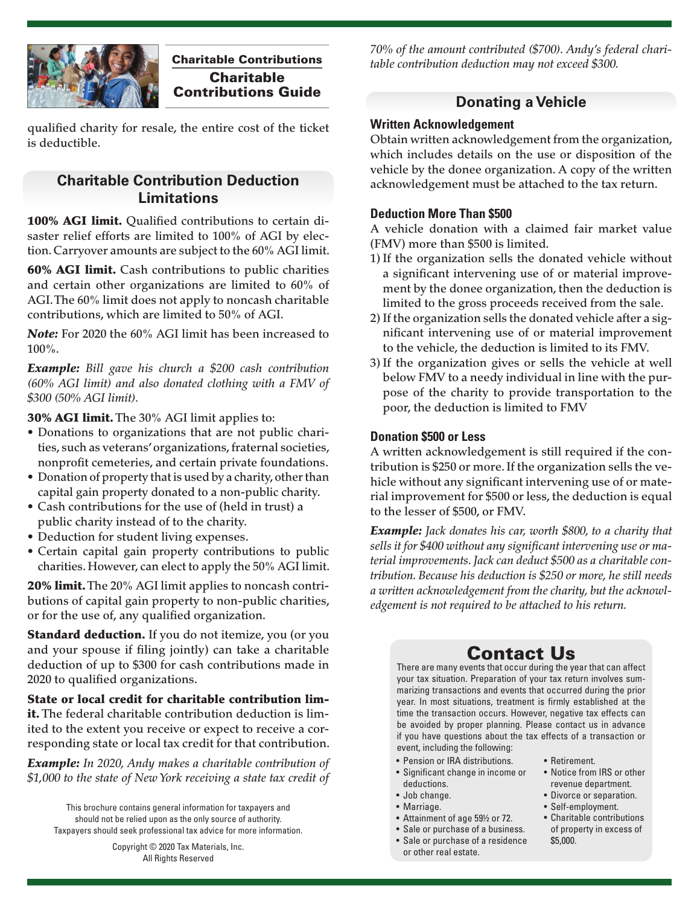qualified charity for resale, the entire cost of the ticket is deductible.

## Charitable Contribution Deduction Limitations

**100% AGI limit.** Qualified contributions to certain disaster relief efforts are limited to 100% of AGI by election. Carryover amounts are subject to the 60% AGI limit.

**60% AGI limit.** Cash contributions to public charities and certain other organizations are limited to 60% of AGI. The 60% limit does not apply to noncash charitable contributions, which are limited to 50% of AGI.

***Note:*** For 2020 the 60% AGI limit has been increased to 100%.

***Example:*** *Bill gave his church a $200 cash contribution (60% AGI limit) and also donated clothing with a FMV of $300 (50% AGI limit).*

**30% AGI limit.** The 30% AGI limit applies to:

- Donations to organizations that are not public charities, such as veterans' organizations, fraternal societies, nonprofit cemeteries, and certain private foundations.
- Donation of property that is used by a charity, other than capital gain property donated to a non-public charity.
- Cash contributions for the use of (held in trust) a public charity instead of to the charity.
- Deduction for student living expenses.
- Certain capital gain property contributions to public charities. However, can elect to apply the 50% AGI limit.

**20% limit.** The 20% AGI limit applies to noncash contributions of capital gain property to non-public charities, or for the use of, any qualified organization.

**Standard deduction.** If you do not itemize, you (or you and your spouse if filing jointly) can take a charitable deduction of up to $300 for cash contributions made in 2020 to qualified organizations.

**State or local credit for charitable contribution limit.** The federal charitable contribution deduction is limited to the extent you receive or expect to receive a corresponding state or local tax credit for that contribution.

***Example:*** *In 2020, Andy makes a charitable contribution of $1,000 to the state of New York receiving a state tax credit of 70% of the amount contributed ($700). Andy's federal charitable contribution deduction may not exceed $300.*

## Donating a Vehicle

### Written Acknowledgement

Obtain written acknowledgement from the organization, which includes details on the use or disposition of the vehicle by the donee organization. A copy of the written acknowledgement must be attached to the tax return.

### Deduction More Than $500

A vehicle donation with a claimed fair market value (FMV) more than $500 is limited.

1) If the organization sells the donated vehicle without a significant intervening use of or material improvement by the donee organization, then the deduction is limited to the gross proceeds received from the sale.
2) If the organization sells the donated vehicle after a significant intervening use of or material improvement to the vehicle, the deduction is limited to its FMV.
3) If the organization gives or sells the vehicle at well below FMV to a needy individual in line with the purpose of the charity to provide transportation to the poor, the deduction is limited to FMV

### Donation $500 or Less

A written acknowledgement is still required if the contribution is $250 or more. If the organization sells the vehicle without any significant intervening use of or material improvement for $500 or less, the deduction is equal to the lesser of $500, or FMV.

***Example:*** *Jack donates his car, worth $800, to a charity that sells it for $400 without any significant intervening use or material improvements. Jack can deduct $500 as a charitable contribution. Because his deduction is $250 or more, he still needs a written acknowledgement from the charity, but the acknowledgement is not required to be attached to his return.*

## Contact Us

There are many events that occur during the year that can affect your tax situation. Preparation of your tax return involves summarizing transactions and events that occurred during the prior year. In most situations, treatment is firmly established at the time the transaction occurs. However, negative tax effects can be avoided by proper planning. Please contact us in advance if you have questions about the tax effects of a transaction or event, including the following:

- Pension or IRA distributions.
- Significant change in income or deductions.
- Job change.
- Marriage.
- Attainment of age 59½ or 72.
- Sale or purchase of a business.
- Sale or purchase of a residence or other real estate.
- Retirement.
- Notice from IRS or other revenue department.
- Divorce or separation.
- Self-employment.
- Charitable contributions of property in excess of $5,000.

This brochure contains general information for taxpayers and should not be relied upon as the only source of authority. Taxpayers should seek professional tax advice for more information.

Copyright © 2020 Tax Materials, Inc.
All Rights Reserved